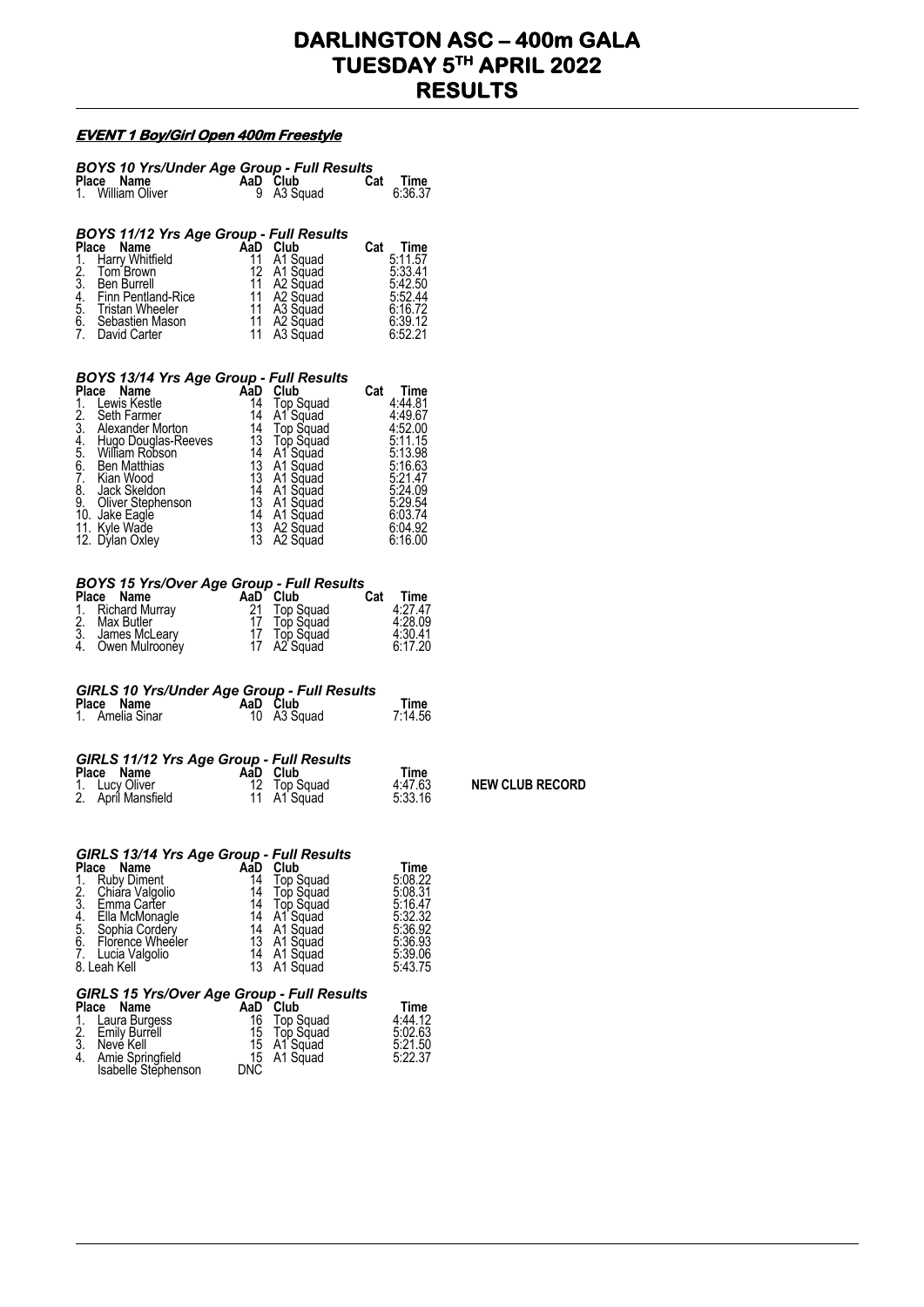# DARLINGTON ASC – 400m GALA
# TUESDAY 5TH APRIL 2022
# RESULTS

## EVENT 1 Boy/Girl Open 400m Freestyle

### BOYS 10 Yrs/Under Age Group - Full Results

| Place | Name | AaD | Club | Cat | Time |
|---|---|---|---|---|---|
| 1. | William Oliver | 9 | A3 Squad | | 6:36.37 |

### BOYS 11/12 Yrs Age Group - Full Results

| Place | Name | AaD | Club | Cat | Time |
|---|---|---|---|---|---|
| 1. | Harry Whitfield | 11 | A1 Squad | | 5:11.57 |
| 2. | Tom Brown | 12 | A1 Squad | | 5:33.41 |
| 3. | Ben Burrell | 11 | A2 Squad | | 5:42.50 |
| 4. | Finn Pentland-Rice | 11 | A2 Squad | | 5:52.44 |
| 5. | Tristan Wheeler | 11 | A3 Squad | | 6:16.72 |
| 6. | Sebastien Mason | 11 | A2 Squad | | 6:39.12 |
| 7. | David Carter | 11 | A3 Squad | | 6:52.21 |

### BOYS 13/14 Yrs Age Group - Full Results

| Place | Name | AaD | Club | Cat | Time |
|---|---|---|---|---|---|
| 1. | Lewis Kestle | 14 | Top Squad | | 4:44.81 |
| 2. | Seth Farmer | 14 | A1 Squad | | 4:49.67 |
| 3. | Alexander Morton | 14 | Top Squad | | 4:52.00 |
| 4. | Hugo Douglas-Reeves | 13 | Top Squad | | 5:11.15 |
| 5. | William Robson | 14 | A1 Squad | | 5:13.98 |
| 6. | Ben Matthias | 13 | A1 Squad | | 5:16.63 |
| 7. | Kian Wood | 13 | A1 Squad | | 5:21.47 |
| 8. | Jack Skeldon | 14 | A1 Squad | | 5:24.09 |
| 9. | Oliver Stephenson | 13 | A1 Squad | | 5:29.54 |
| 10. | Jake Eagle | 14 | A1 Squad | | 6:03.74 |
| 11. | Kyle Wade | 13 | A2 Squad | | 6:04.92 |
| 12. | Dylan Oxley | 13 | A2 Squad | | 6:16.00 |

### BOYS 15 Yrs/Over Age Group - Full Results

| Place | Name | AaD | Club | Cat | Time |
|---|---|---|---|---|---|
| 1. | Richard Murray | 21 | Top Squad | | 4:27.47 |
| 2. | Max Butler | 17 | Top Squad | | 4:28.09 |
| 3. | James McLeary | 17 | Top Squad | | 4:30.41 |
| 4. | Owen Mulrooney | 17 | A2 Squad | | 6:17.20 |

### GIRLS 10 Yrs/Under Age Group - Full Results

| Place | Name | AaD | Club | Time |
|---|---|---|---|---|
| 1. | Amelia Sinar | 10 | A3 Squad | 7:14.56 |

### GIRLS 11/12 Yrs Age Group - Full Results

| Place | Name | AaD | Club | Time | |
|---|---|---|---|---|---|
| 1. | Lucy Oliver | 12 | Top Squad | 4:47.63 | **NEW CLUB RECORD** |
| 2. | April Mansfield | 11 | A1 Squad | 5:33.16 | |

### GIRLS 13/14 Yrs Age Group - Full Results

| Place | Name | AaD | Club | Time |
|---|---|---|---|---|
| 1. | Ruby Diment | 14 | Top Squad | 5:08.22 |
| 2. | Chiara Valgolio | 14 | Top Squad | 5:08.31 |
| 3. | Emma Carter | 14 | Top Squad | 5:16.47 |
| 4. | Ella McMonagle | 14 | A1 Squad | 5:32.32 |
| 5. | Sophia Cordery | 14 | A1 Squad | 5:36.92 |
| 6. | Florence Wheeler | 13 | A1 Squad | 5:36.93 |
| 7. | Lucia Valgolio | 14 | A1 Squad | 5:39.06 |
| 8. | Leah Kell | 13 | A1 Squad | 5:43.75 |

### GIRLS 15 Yrs/Over Age Group - Full Results

| Place | Name | AaD | Club | Time |
|---|---|---|---|---|
| 1. | Laura Burgess | 16 | Top Squad | 4:44.12 |
| 2. | Emily Burrell | 15 | Top Squad | 5:02.63 |
| 3. | Neve Kell | 15 | A1 Squad | 5:21.50 |
| 4. | Amie Springfield | 15 | A1 Squad | 5:22.37 |
| | Isabelle Stephenson | DNC | | |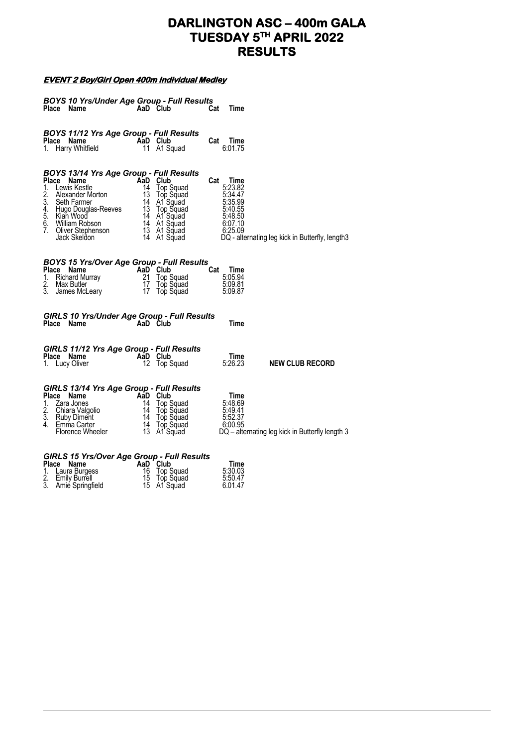# DARLINGTON ASC – 400m GALA
# TUESDAY 5TH APRIL 2022
# RESULTS

***EVENT 2 Boy/Girl Open 400m Individual Medley***

***BOYS 10 Yrs/Under Age Group - Full Results***

| Place | Name | AaD | Club | Cat | Time |
|---|---|---|---|---|---|

***BOYS 11/12 Yrs Age Group - Full Results***

| Place | Name | AaD | Club | Cat | Time |
|---|---|---|---|---|---|
| 1. | Harry Whitfield | 11 | A1 Squad | | 6:01.75 |

***BOYS 13/14 Yrs Age Group - Full Results***

| Place | Name | AaD | Club | Cat | Time |
|---|---|---|---|---|---|
| 1. | Lewis Kestle | 14 | Top Squad | | 5:23.82 |
| 2. | Alexander Morton | 13 | Top Squad | | 5:34.47 |
| 3. | Seth Farmer | 14 | A1 Squad | | 5:35.99 |
| 4. | Hugo Douglas-Reeves | 13 | Top Squad | | 5:40.55 |
| 5. | Kian Wood | 14 | A1 Squad | | 5:48.50 |
| 6. | William Robson | 14 | A1 Squad | | 6:07.10 |
| 7. | Oliver Stephenson | 13 | A1 Squad | | 6:25.09 |
| | Jack Skeldon | 14 | A1 Squad | | DQ - alternating leg kick in Butterfly, length3 |

***BOYS 15 Yrs/Over Age Group - Full Results***

| Place | Name | AaD | Club | Cat | Time |
|---|---|---|---|---|---|
| 1. | Richard Murray | 21 | Top Squad | | 5:05.94 |
| 2. | Max Butler | 17 | Top Squad | | 5:09.81 |
| 3. | James McLeary | 17 | Top Squad | | 5:09.87 |

***GIRLS 10 Yrs/Under Age Group - Full Results***

| Place | Name | AaD | Club | Time |
|---|---|---|---|---|

***GIRLS 11/12 Yrs Age Group - Full Results***

| Place | Name | AaD | Club | Time | |
|---|---|---|---|---|---|
| 1. | Lucy Oliver | 12 | Top Squad | 5:26.23 | **NEW CLUB RECORD** |

***GIRLS 13/14 Yrs Age Group - Full Results***

| Place | Name | AaD | Club | Time |
|---|---|---|---|---|
| 1. | Zara Jones | 14 | Top Squad | 5:48.69 |
| 2. | Chiara Valgolio | 14 | Top Squad | 5:49.41 |
| 3. | Ruby Diment | 14 | Top Squad | 5:52.37 |
| 4. | Emma Carter | 14 | Top Squad | 6:00.95 |
| | Florence Wheeler | 13 | A1 Squad | DQ – alternating leg kick in Butterfly length 3 |

***GIRLS 15 Yrs/Over Age Group - Full Results***

| Place | Name | AaD | Club | Time |
|---|---|---|---|---|
| 1. | Laura Burgess | 16 | Top Squad | 5:30.03 |
| 2. | Emily Burrell | 15 | Top Squad | 5:50.47 |
| 3. | Amie Springfield | 15 | A1 Squad | 6.01.47 |